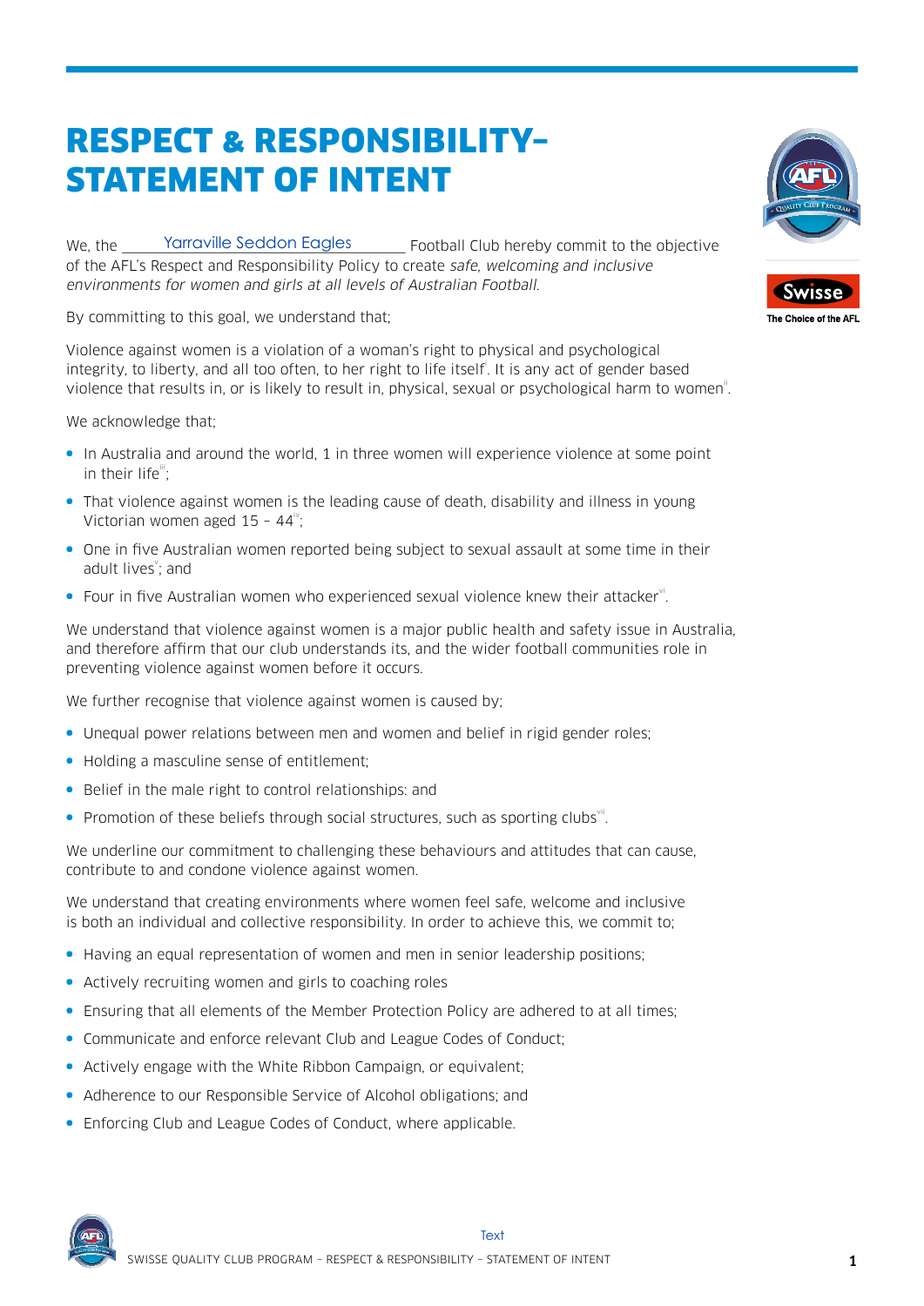# RESPECT & RESPONSIBILITY– STATEMENT OF INTENT

We, the Yarraville Seddon Eagles Football Club hereby commit to the objective of the AFL's Respect and Responsibility Policy to create *safe, welcoming and inclusive environments for women and girls at all levels of Australian Football.*

By committing to this goal, we understand that;

Violence against women is a violation of a woman's right to physical and psychological integrity, to liberty, and all too often, to her right to life itself[i]. It is any act of gender based violence that results in, or is likely to result in, physical, sexual or psychological harm to women[ii].

We acknowledge that;

- In Australia and around the world, 1 in three women will experience violence at some point in their life[iii];
- That violence against women is the leading cause of death, disability and illness in young Victorian women aged 15 – 44[iv];
- One in five Australian women reported being subject to sexual assault at some time in their adult lives[v]; and
- Four in five Australian women who experienced sexual violence knew their attacker[vi].

We understand that violence against women is a major public health and safety issue in Australia, and therefore affirm that our club understands its, and the wider football communities role in preventing violence against women before it occurs.

We further recognise that violence against women is caused by;

- Unequal power relations between men and women and belief in rigid gender roles;
- Holding a masculine sense of entitlement;
- Belief in the male right to control relationships: and
- Promotion of these beliefs through social structures, such as sporting clubs[vii].

We underline our commitment to challenging these behaviours and attitudes that can cause, contribute to and condone violence against women.

We understand that creating environments where women feel safe, welcome and inclusive is both an individual and collective responsibility. In order to achieve this, we commit to;

- Having an equal representation of women and men in senior leadership positions;
- Actively recruiting women and girls to coaching roles
- Ensuring that all elements of the Member Protection Policy are adhered to at all times;
- Communicate and enforce relevant Club and League Codes of Conduct;
- Actively engage with the White Ribbon Campaign, or equivalent;
- Adherence to our Responsible Service of Alcohol obligations; and
- Enforcing Club and League Codes of Conduct, where applicable.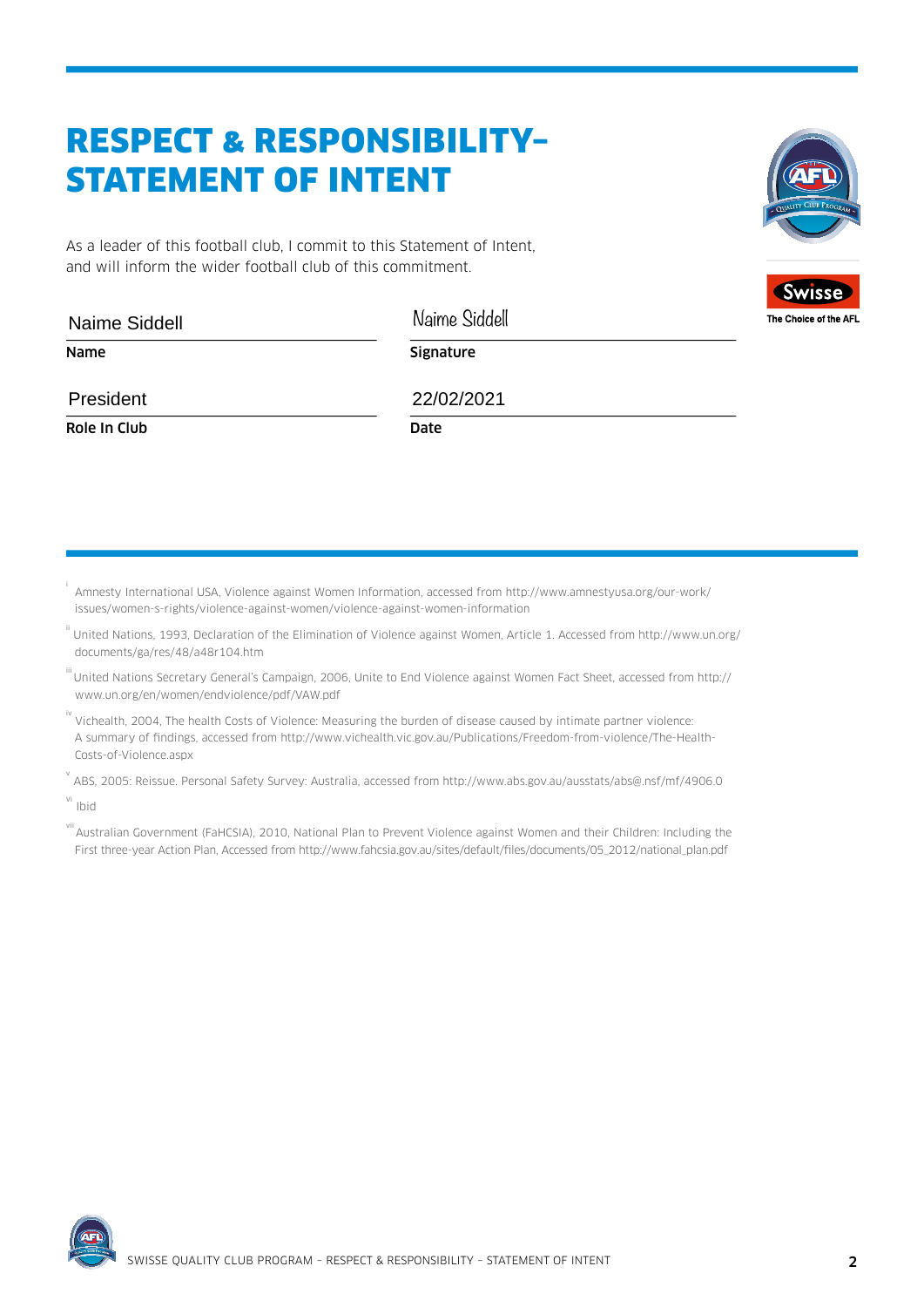# RESPECT & RESPONSIBILITY– STATEMENT OF INTENT

As a leader of this football club, I commit to this Statement of Intent, and will inform the wider football club of this commitment.

| | |
|---|---|
| Naime Siddell | Naime Siddell |
| **Name** | **Signature** |
| President | 22/02/2021 |
| **Role In Club** | **Date** |

[i] Amnesty International USA, Violence against Women Information, accessed from http://www.amnestyusa.org/our-work/issues/women-s-rights/violence-against-women/violence-against-women-information

[ii] United Nations, 1993, Declaration of the Elimination of Violence against Women, Article 1. Accessed from http://www.un.org/documents/ga/res/48/a48r104.htm

[iii] United Nations Secretary General's Campaign, 2006, Unite to End Violence against Women Fact Sheet, accessed from http://www.un.org/en/women/endviolence/pdf/VAW.pdf

[iv] Vichealth, 2004, The health Costs of Violence: Measuring the burden of disease caused by intimate partner violence: A summary of findings, accessed from http://www.vichealth.vic.gov.au/Publications/Freedom-from-violence/The-Health-Costs-of-Violence.aspx

[v] ABS, 2005: Reissue. Personal Safety Survey: Australia, accessed from http://www.abs.gov.au/ausstats/abs@.nsf/mf/4906.0

[vi] Ibid

[vii] Australian Government (FaHCSIA), 2010, National Plan to Prevent Violence against Women and their Children: Including the First three-year Action Plan, Accessed from http://www.fahcsia.gov.au/sites/default/files/documents/05_2012/national_plan.pdf